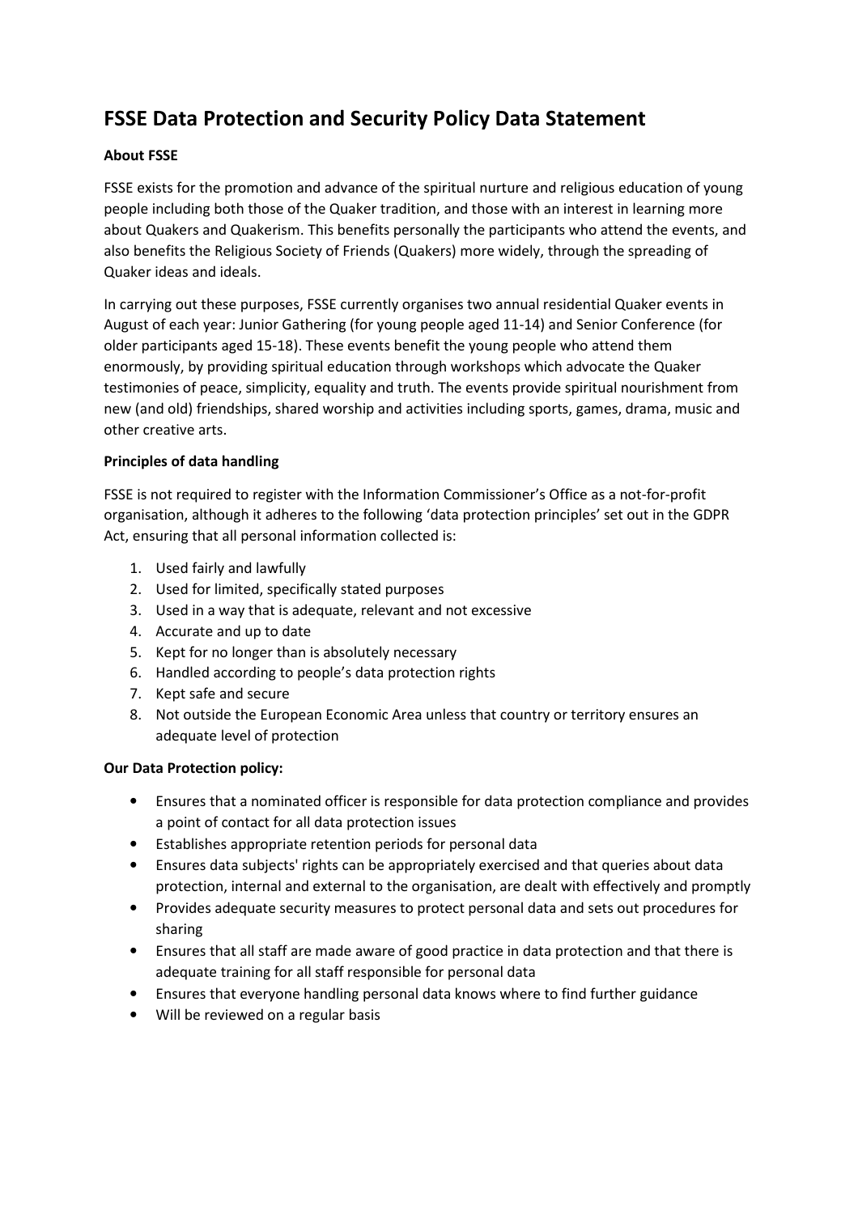# FSSE Data Protection and Security Policy Data Statement

**About FSSE**

FSSE exists for the promotion and advance of the spiritual nurture and religious education of young people including both those of the Quaker tradition, and those with an interest in learning more about Quakers and Quakerism. This benefits personally the participants who attend the events, and also benefits the Religious Society of Friends (Quakers) more widely, through the spreading of Quaker ideas and ideals.

In carrying out these purposes, FSSE currently organises two annual residential Quaker events in August of each year: Junior Gathering (for young people aged 11-14) and Senior Conference (for older participants aged 15-18). These events benefit the young people who attend them enormously, by providing spiritual education through workshops which advocate the Quaker testimonies of peace, simplicity, equality and truth. The events provide spiritual nourishment from new (and old) friendships, shared worship and activities including sports, games, drama, music and other creative arts.

**Principles of data handling**

FSSE is not required to register with the Information Commissioner's Office as a not-for-profit organisation, although it adheres to the following 'data protection principles' set out in the GDPR Act, ensuring that all personal information collected is:

1. Used fairly and lawfully
2. Used for limited, specifically stated purposes
3. Used in a way that is adequate, relevant and not excessive
4. Accurate and up to date
5. Kept for no longer than is absolutely necessary
6. Handled according to people's data protection rights
7. Kept safe and secure
8. Not outside the European Economic Area unless that country or territory ensures an adequate level of protection

**Our Data Protection policy:**

- Ensures that a nominated officer is responsible for data protection compliance and provides a point of contact for all data protection issues
- Establishes appropriate retention periods for personal data
- Ensures data subjects' rights can be appropriately exercised and that queries about data protection, internal and external to the organisation, are dealt with effectively and promptly
- Provides adequate security measures to protect personal data and sets out procedures for sharing
- Ensures that all staff are made aware of good practice in data protection and that there is adequate training for all staff responsible for personal data
- Ensures that everyone handling personal data knows where to find further guidance
- Will be reviewed on a regular basis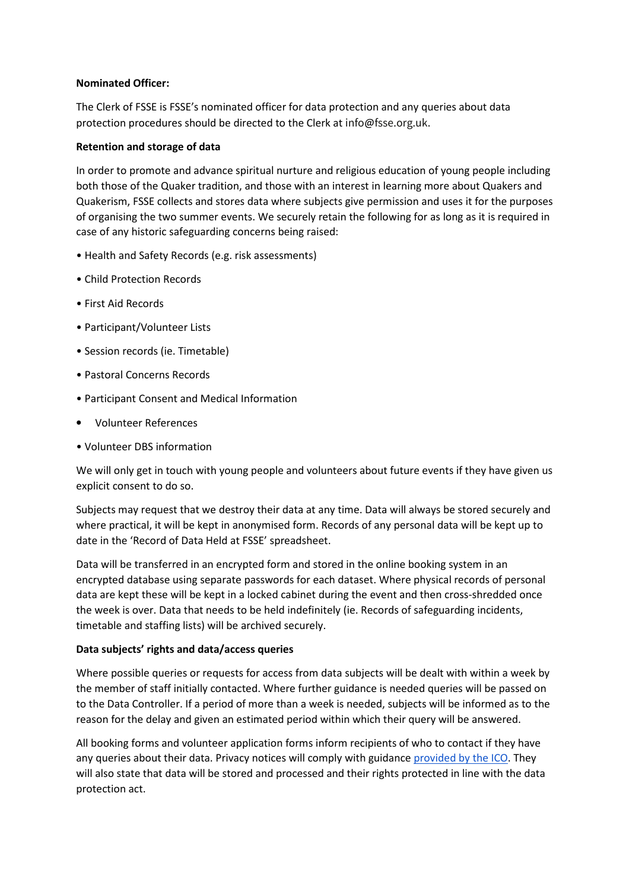**Nominated Officer:**

The Clerk of FSSE is FSSE's nominated officer for data protection and any queries about data protection procedures should be directed to the Clerk at info@fsse.org.uk.

**Retention and storage of data**

In order to promote and advance spiritual nurture and religious education of young people including both those of the Quaker tradition, and those with an interest in learning more about Quakers and Quakerism, FSSE collects and stores data where subjects give permission and uses it for the purposes of organising the two summer events. We securely retain the following for as long as it is required in case of any historic safeguarding concerns being raised:

- Health and Safety Records (e.g. risk assessments)
- Child Protection Records
- First Aid Records
- Participant/Volunteer Lists
- Session records (ie. Timetable)
- Pastoral Concerns Records
- Participant Consent and Medical Information
- Volunteer References
- Volunteer DBS information

We will only get in touch with young people and volunteers about future events if they have given us explicit consent to do so.

Subjects may request that we destroy their data at any time. Data will always be stored securely and where practical, it will be kept in anonymised form. Records of any personal data will be kept up to date in the 'Record of Data Held at FSSE' spreadsheet.

Data will be transferred in an encrypted form and stored in the online booking system in an encrypted database using separate passwords for each dataset. Where physical records of personal data are kept these will be kept in a locked cabinet during the event and then cross-shredded once the week is over. Data that needs to be held indefinitely (ie. Records of safeguarding incidents, timetable and staffing lists) will be archived securely.

**Data subjects' rights and data/access queries**

Where possible queries or requests for access from data subjects will be dealt with within a week by the member of staff initially contacted. Where further guidance is needed queries will be passed on to the Data Controller. If a period of more than a week is needed, subjects will be informed as to the reason for the delay and given an estimated period within which their query will be answered.

All booking forms and volunteer application forms inform recipients of who to contact if they have any queries about their data. Privacy notices will comply with guidance provided by the ICO. They will also state that data will be stored and processed and their rights protected in line with the data protection act.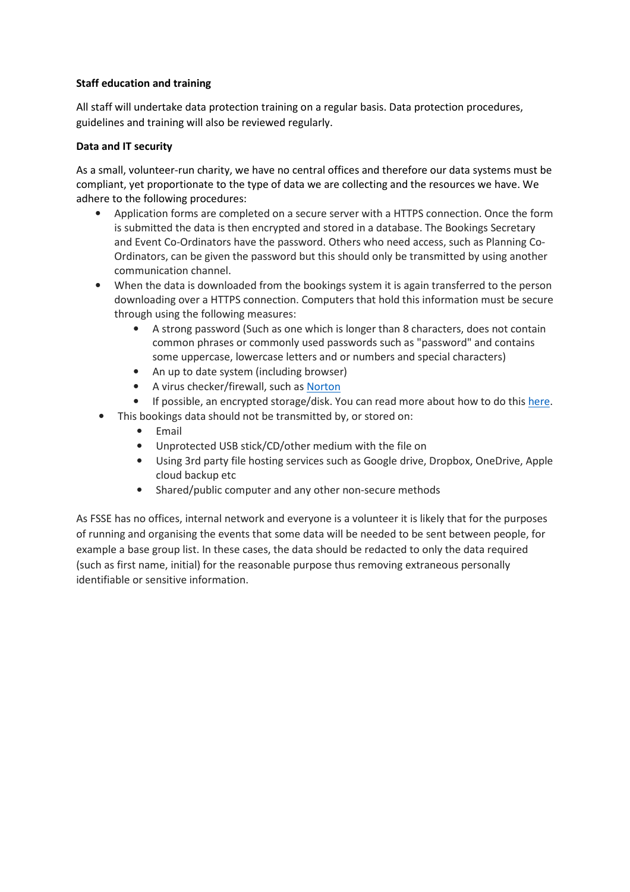**Staff education and training**

All staff will undertake data protection training on a regular basis. Data protection procedures, guidelines and training will also be reviewed regularly.

**Data and IT security**

As a small, volunteer-run charity, we have no central offices and therefore our data systems must be compliant, yet proportionate to the type of data we are collecting and the resources we have. We adhere to the following procedures:

- Application forms are completed on a secure server with a HTTPS connection. Once the form is submitted the data is then encrypted and stored in a database. The Bookings Secretary and Event Co-Ordinators have the password. Others who need access, such as Planning Co-Ordinators, can be given the password but this should only be transmitted by using another communication channel.
- When the data is downloaded from the bookings system it is again transferred to the person downloading over a HTTPS connection. Computers that hold this information must be secure through using the following measures:
    - A strong password (Such as one which is longer than 8 characters, does not contain common phrases or commonly used passwords such as "password" and contains some uppercase, lowercase letters and or numbers and special characters)
    - An up to date system (including browser)
    - A virus checker/firewall, such as Norton
    - If possible, an encrypted storage/disk. You can read more about how to do this here.
- This bookings data should not be transmitted by, or stored on:
    - Email
    - Unprotected USB stick/CD/other medium with the file on
    - Using 3rd party file hosting services such as Google drive, Dropbox, OneDrive, Apple cloud backup etc
    - Shared/public computer and any other non-secure methods

As FSSE has no offices, internal network and everyone is a volunteer it is likely that for the purposes of running and organising the events that some data will be needed to be sent between people, for example a base group list. In these cases, the data should be redacted to only the data required (such as first name, initial) for the reasonable purpose thus removing extraneous personally identifiable or sensitive information.